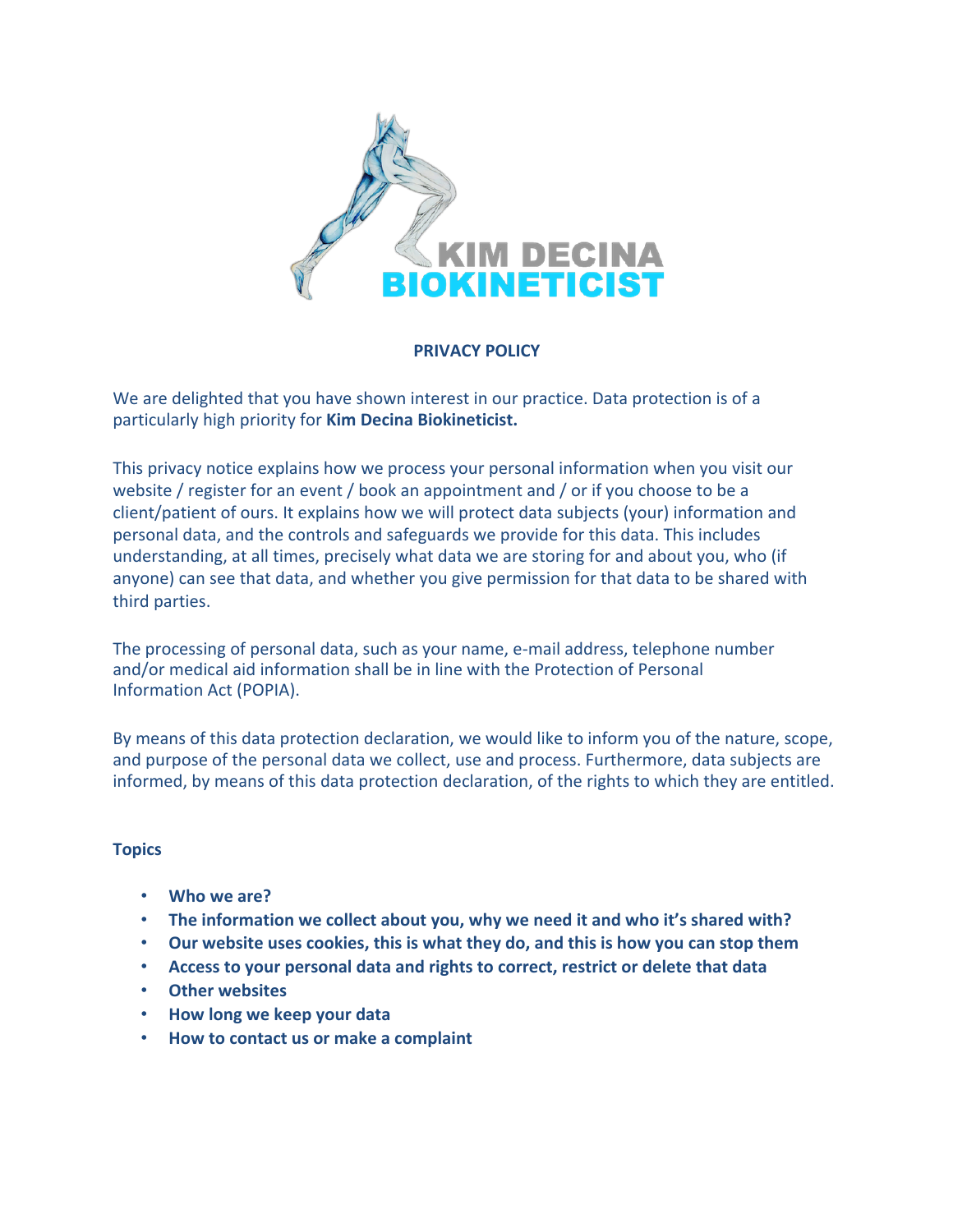KIM DECINA
BIOKINETICIST

# PRIVACY POLICY

We are delighted that you have shown interest in our practice. Data protection is of a particularly high priority for **Kim Decina Biokineticist.**

This privacy notice explains how we process your personal information when you visit our website / register for an event / book an appointment and / or if you choose to be a client/patient of ours. It explains how we will protect data subjects (your) information and personal data, and the controls and safeguards we provide for this data. This includes understanding, at all times, precisely what data we are storing for and about you, who (if anyone) can see that data, and whether you give permission for that data to be shared with third parties.

The processing of personal data, such as your name, e-mail address, telephone number and/or medical aid information shall be in line with the Protection of Personal Information Act (POPIA).

By means of this data protection declaration, we would like to inform you of the nature, scope, and purpose of the personal data we collect, use and process. Furthermore, data subjects are informed, by means of this data protection declaration, of the rights to which they are entitled.

## Topics

- **Who we are?**
- **The information we collect about you, why we need it and who it's shared with?**
- **Our website uses cookies, this is what they do, and this is how you can stop them**
- **Access to your personal data and rights to correct, restrict or delete that data**
- **Other websites**
- **How long we keep your data**
- **How to contact us or make a complaint**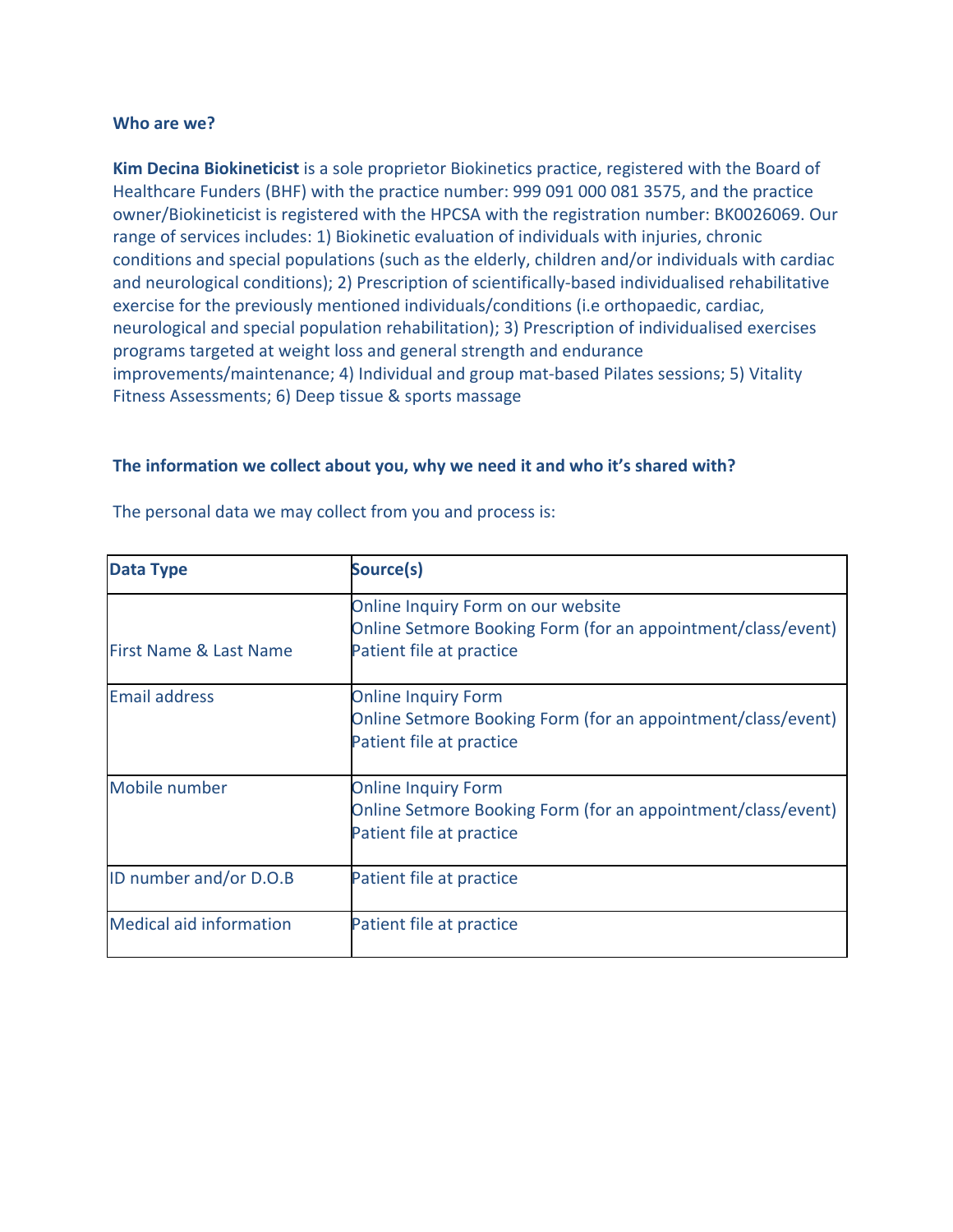**Who are we?**

**Kim Decina Biokineticist** is a sole proprietor Biokinetics practice, registered with the Board of Healthcare Funders (BHF) with the practice number: 999 091 000 081 3575, and the practice owner/Biokineticist is registered with the HPCSA with the registration number: BK0026069. Our range of services includes: 1) Biokinetic evaluation of individuals with injuries, chronic conditions and special populations (such as the elderly, children and/or individuals with cardiac and neurological conditions); 2) Prescription of scientifically-based individualised rehabilitative exercise for the previously mentioned individuals/conditions (i.e orthopaedic, cardiac, neurological and special population rehabilitation); 3) Prescription of individualised exercises programs targeted at weight loss and general strength and endurance improvements/maintenance; 4) Individual and group mat-based Pilates sessions; 5) Vitality Fitness Assessments; 6) Deep tissue & sports massage

**The information we collect about you, why we need it and who it's shared with?**

The personal data we may collect from you and process is:

| **Data Type** | **Source(s)** |
|---|---|
| First Name & Last Name | Online Inquiry Form on our website<br>Online Setmore Booking Form (for an appointment/class/event)<br>Patient file at practice |
| Email address | Online Inquiry Form<br>Online Setmore Booking Form (for an appointment/class/event)<br>Patient file at practice |
| Mobile number | Online Inquiry Form<br>Online Setmore Booking Form (for an appointment/class/event)<br>Patient file at practice |
| ID number and/or D.O.B | Patient file at practice |
| Medical aid information | Patient file at practice |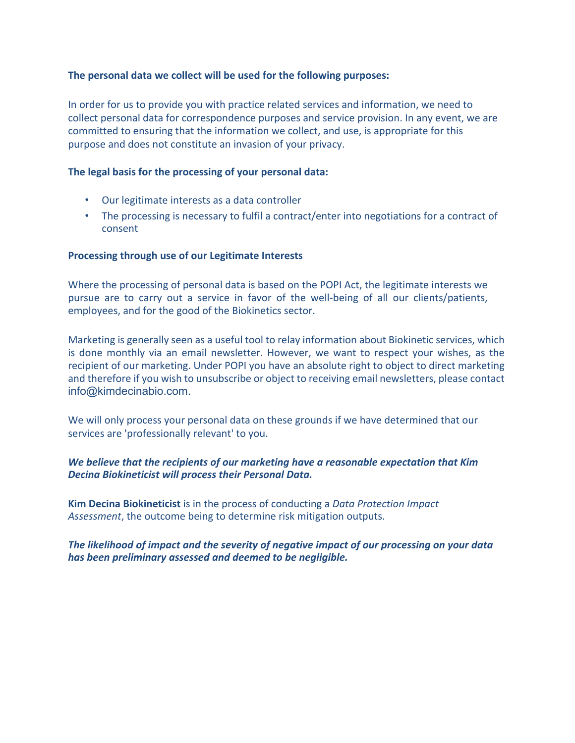**The personal data we collect will be used for the following purposes:**

In order for us to provide you with practice related services and information, we need to collect personal data for correspondence purposes and service provision. In any event, we are committed to ensuring that the information we collect, and use, is appropriate for this purpose and does not constitute an invasion of your privacy.

**The legal basis for the processing of your personal data:**

- Our legitimate interests as a data controller
- The processing is necessary to fulfil a contract/enter into negotiations for a contract of consent

**Processing through use of our Legitimate Interests**

Where the processing of personal data is based on the POPI Act, the legitimate interests we pursue are to carry out a service in favor of the well-being of all our clients/patients, employees, and for the good of the Biokinetics sector.

Marketing is generally seen as a useful tool to relay information about Biokinetic services, which is done monthly via an email newsletter. However, we want to respect your wishes, as the recipient of our marketing. Under POPI you have an absolute right to object to direct marketing and therefore if you wish to unsubscribe or object to receiving email newsletters, please contact info@kimdecinabio.com.

We will only process your personal data on these grounds if we have determined that our services are 'professionally relevant' to you.

***We believe that the recipients of our marketing have a reasonable expectation that Kim Decina Biokineticist will process their Personal Data.***

**Kim Decina Biokineticist** is in the process of conducting a *Data Protection Impact Assessment*, the outcome being to determine risk mitigation outputs.

***The likelihood of impact and the severity of negative impact of our processing on your data has been preliminary assessed and deemed to be negligible.***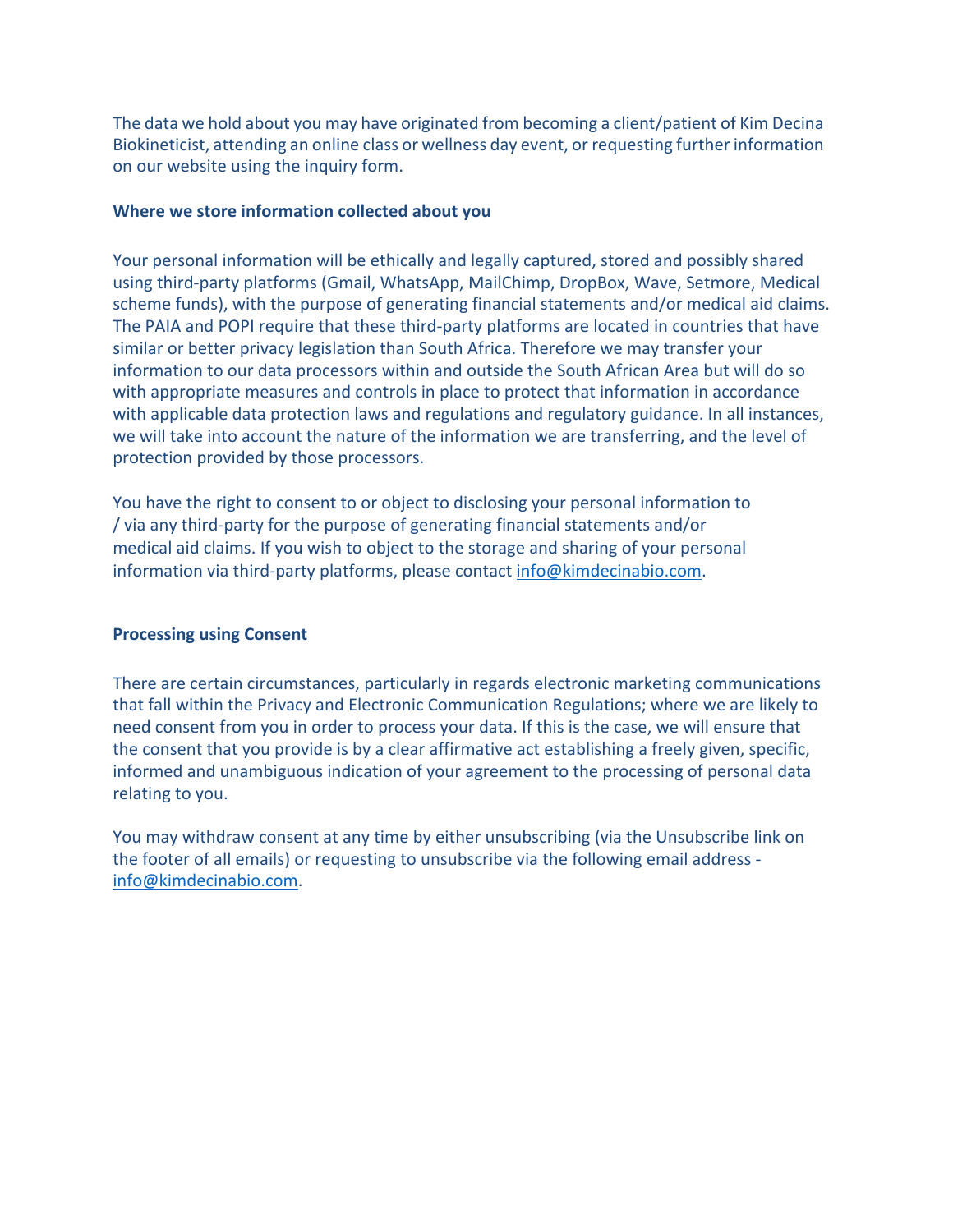The data we hold about you may have originated from becoming a client/patient of Kim Decina Biokineticist, attending an online class or wellness day event, or requesting further information on our website using the inquiry form.

**Where we store information collected about you**

Your personal information will be ethically and legally captured, stored and possibly shared using third-party platforms (Gmail, WhatsApp, MailChimp, DropBox, Wave, Setmore, Medical scheme funds), with the purpose of generating financial statements and/or medical aid claims. The PAIA and POPI require that these third-party platforms are located in countries that have similar or better privacy legislation than South Africa. Therefore we may transfer your information to our data processors within and outside the South African Area but will do so with appropriate measures and controls in place to protect that information in accordance with applicable data protection laws and regulations and regulatory guidance. In all instances, we will take into account the nature of the information we are transferring, and the level of protection provided by those processors.

You have the right to consent to or object to disclosing your personal information to / via any third-party for the purpose of generating financial statements and/or medical aid claims. If you wish to object to the storage and sharing of your personal information via third-party platforms, please contact info@kimdecinabio.com.

**Processing using Consent**

There are certain circumstances, particularly in regards electronic marketing communications that fall within the Privacy and Electronic Communication Regulations; where we are likely to need consent from you in order to process your data. If this is the case, we will ensure that the consent that you provide is by a clear affirmative act establishing a freely given, specific, informed and unambiguous indication of your agreement to the processing of personal data relating to you.

You may withdraw consent at any time by either unsubscribing (via the Unsubscribe link on the footer of all emails) or requesting to unsubscribe via the following email address - info@kimdecinabio.com.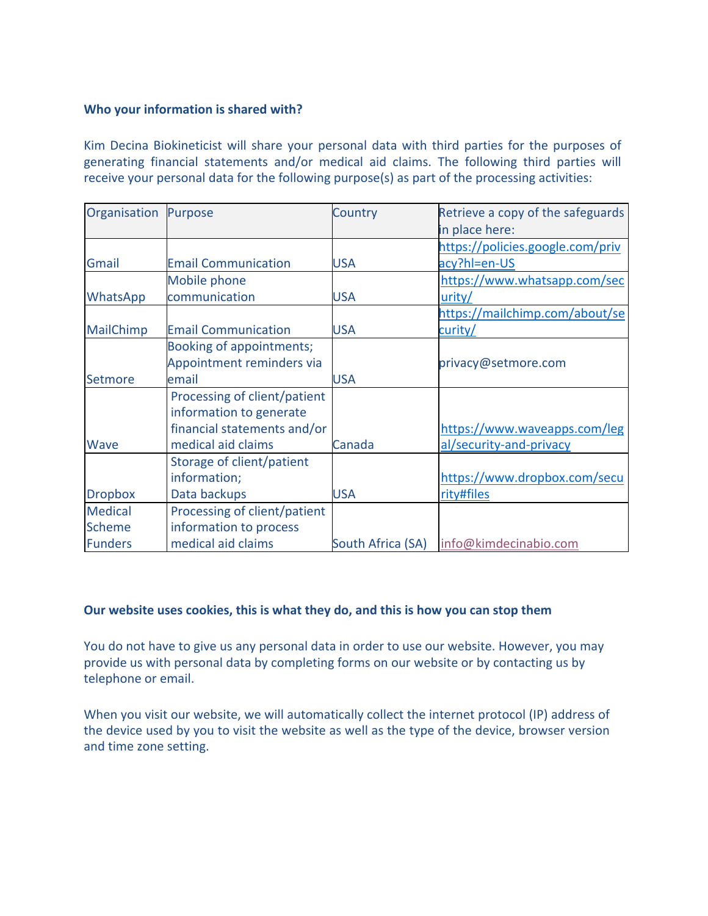**Who your information is shared with?**

Kim Decina Biokineticist will share your personal data with third parties for the purposes of generating financial statements and/or medical aid claims. The following third parties will receive your personal data for the following purpose(s) as part of the processing activities:

| Organisation | Purpose | Country | Retrieve a copy of the safeguards in place here: |
|---|---|---|---|
| Gmail | Email Communication | USA | https://policies.google.com/privacy?hl=en-US |
| WhatsApp | Mobile phone communication | USA | https://www.whatsapp.com/security/ |
| MailChimp | Email Communication | USA | https://mailchimp.com/about/security/ |
| Setmore | Booking of appointments; Appointment reminders via email | USA | privacy@setmore.com |
| Wave | Processing of client/patient information to generate financial statements and/or medical aid claims | Canada | https://www.waveapps.com/legal/security-and-privacy |
| Dropbox | Storage of client/patient information; Data backups | USA | https://www.dropbox.com/security#files |
| Medical Scheme Funders | Processing of client/patient information to process medical aid claims | South Africa (SA) | info@kimdecinabio.com |

**Our website uses cookies, this is what they do, and this is how you can stop them**

You do not have to give us any personal data in order to use our website. However, you may provide us with personal data by completing forms on our website or by contacting us by telephone or email.

When you visit our website, we will automatically collect the internet protocol (IP) address of the device used by you to visit the website as well as the type of the device, browser version and time zone setting.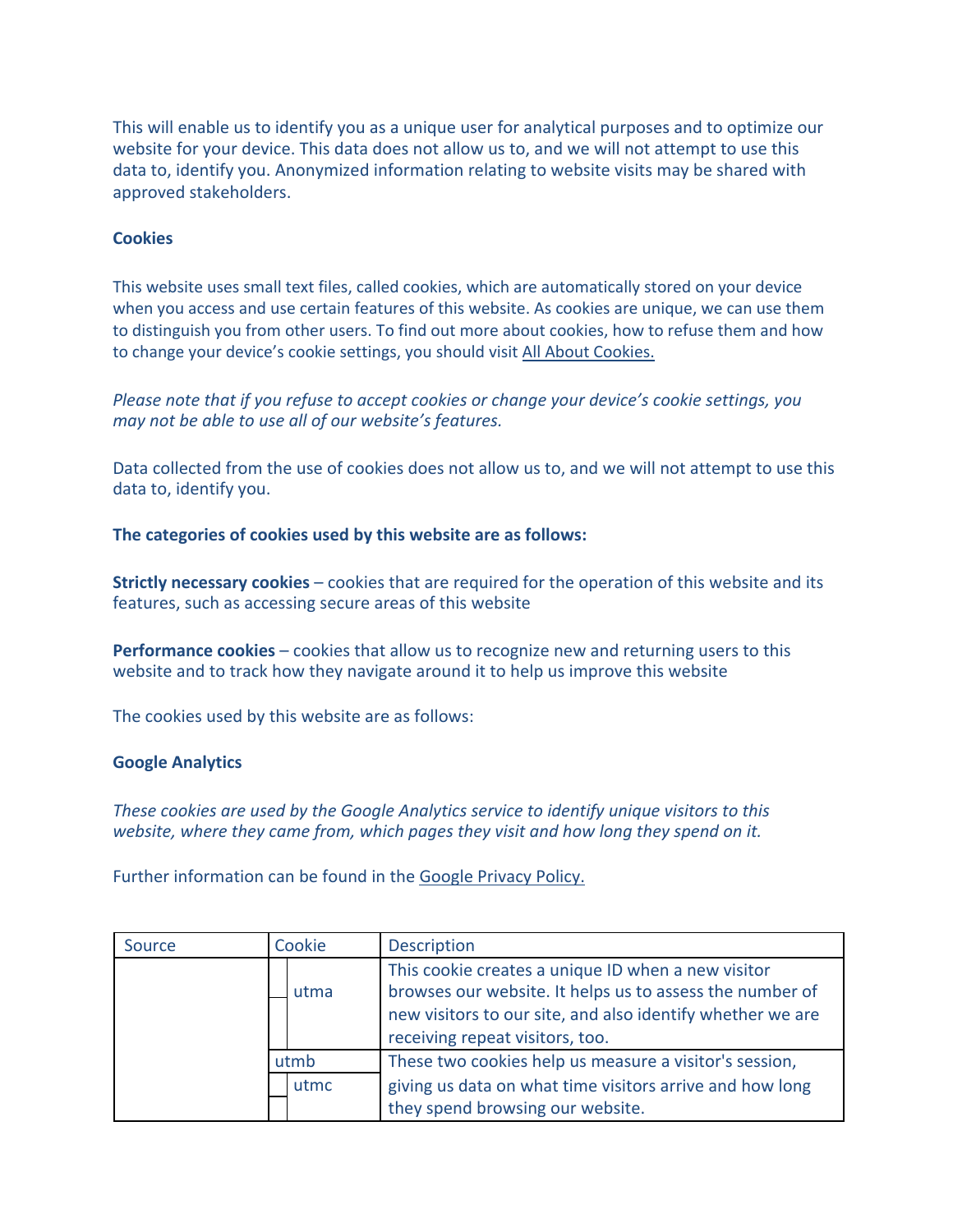This will enable us to identify you as a unique user for analytical purposes and to optimize our website for your device. This data does not allow us to, and we will not attempt to use this data to, identify you. Anonymized information relating to website visits may be shared with approved stakeholders.

**Cookies**

This website uses small text files, called cookies, which are automatically stored on your device when you access and use certain features of this website. As cookies are unique, we can use them to distinguish you from other users. To find out more about cookies, how to refuse them and how to change your device's cookie settings, you should visit All About Cookies.

*Please note that if you refuse to accept cookies or change your device's cookie settings, you may not be able to use all of our website's features.*

Data collected from the use of cookies does not allow us to, and we will not attempt to use this data to, identify you.

**The categories of cookies used by this website are as follows:**

**Strictly necessary cookies** – cookies that are required for the operation of this website and its features, such as accessing secure areas of this website

**Performance cookies** – cookies that allow us to recognize new and returning users to this website and to track how they navigate around it to help us improve this website

The cookies used by this website are as follows:

**Google Analytics**

*These cookies are used by the Google Analytics service to identify unique visitors to this website, where they came from, which pages they visit and how long they spend on it.*

Further information can be found in the Google Privacy Policy.

| Source | Cookie | Description |
|---|---|---|
| | utma | This cookie creates a unique ID when a new visitor browses our website. It helps us to assess the number of new visitors to our site, and also identify whether we are receiving repeat visitors, too. |
| | utmb<br>utmc | These two cookies help us measure a visitor's session, giving us data on what time visitors arrive and how long they spend browsing our website. |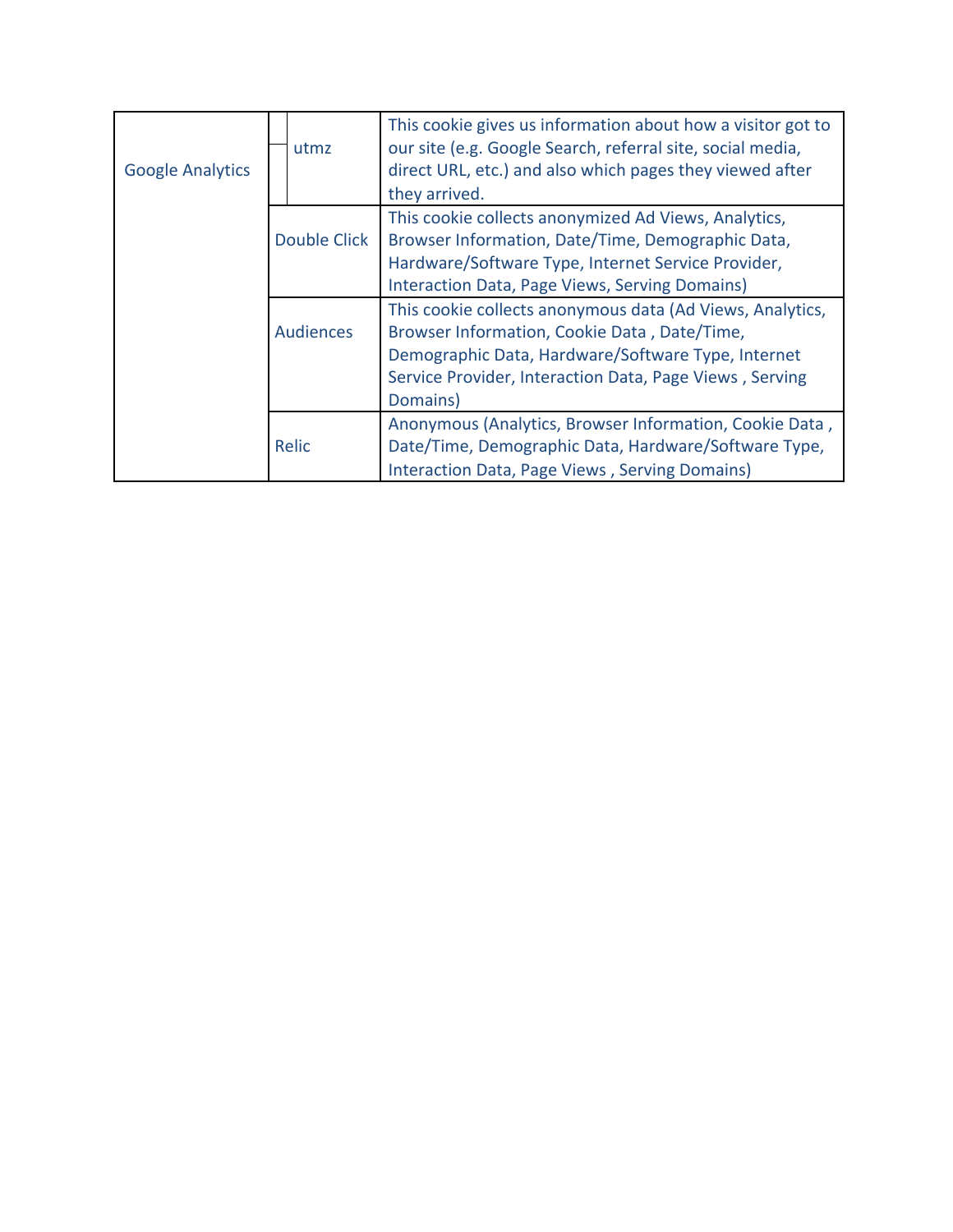| | | |
|---|---|---|
| Google Analytics | utmz | This cookie gives us information about how a visitor got to our site (e.g. Google Search, referral site, social media, direct URL, etc.) and also which pages they viewed after they arrived. |
| | Double Click | This cookie collects anonymized Ad Views, Analytics, Browser Information, Date/Time, Demographic Data, Hardware/Software Type, Internet Service Provider, Interaction Data, Page Views, Serving Domains) |
| | Audiences | This cookie collects anonymous data (Ad Views, Analytics, Browser Information, Cookie Data , Date/Time, Demographic Data, Hardware/Software Type, Internet Service Provider, Interaction Data, Page Views , Serving Domains) |
| | Relic | Anonymous (Analytics, Browser Information, Cookie Data , Date/Time, Demographic Data, Hardware/Software Type, Interaction Data, Page Views , Serving Domains) |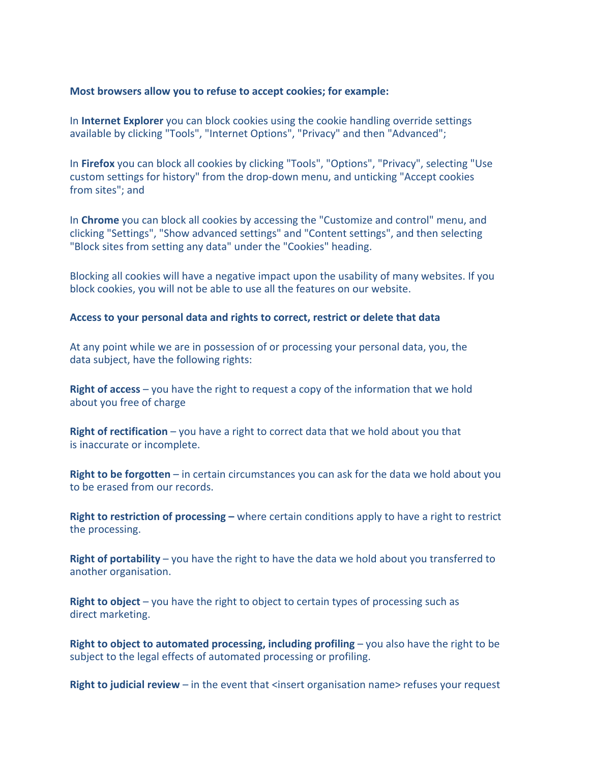**Most browsers allow you to refuse to accept cookies; for example:**

In **Internet Explorer** you can block cookies using the cookie handling override settings available by clicking "Tools", "Internet Options", "Privacy" and then "Advanced";

In **Firefox** you can block all cookies by clicking "Tools", "Options", "Privacy", selecting "Use custom settings for history" from the drop-down menu, and unticking "Accept cookies from sites"; and

In **Chrome** you can block all cookies by accessing the "Customize and control" menu, and clicking "Settings", "Show advanced settings" and "Content settings", and then selecting "Block sites from setting any data" under the "Cookies" heading.

Blocking all cookies will have a negative impact upon the usability of many websites. If you block cookies, you will not be able to use all the features on our website.

**Access to your personal data and rights to correct, restrict or delete that data**

At any point while we are in possession of or processing your personal data, you, the data subject, have the following rights:

**Right of access** – you have the right to request a copy of the information that we hold about you free of charge

**Right of rectification** – you have a right to correct data that we hold about you that is inaccurate or incomplete.

**Right to be forgotten** – in certain circumstances you can ask for the data we hold about you to be erased from our records.

**Right to restriction of processing –** where certain conditions apply to have a right to restrict the processing.

**Right of portability** – you have the right to have the data we hold about you transferred to another organisation.

**Right to object** – you have the right to object to certain types of processing such as direct marketing.

**Right to object to automated processing, including profiling** – you also have the right to be subject to the legal effects of automated processing or profiling.

**Right to judicial review** – in the event that <insert organisation name> refuses your request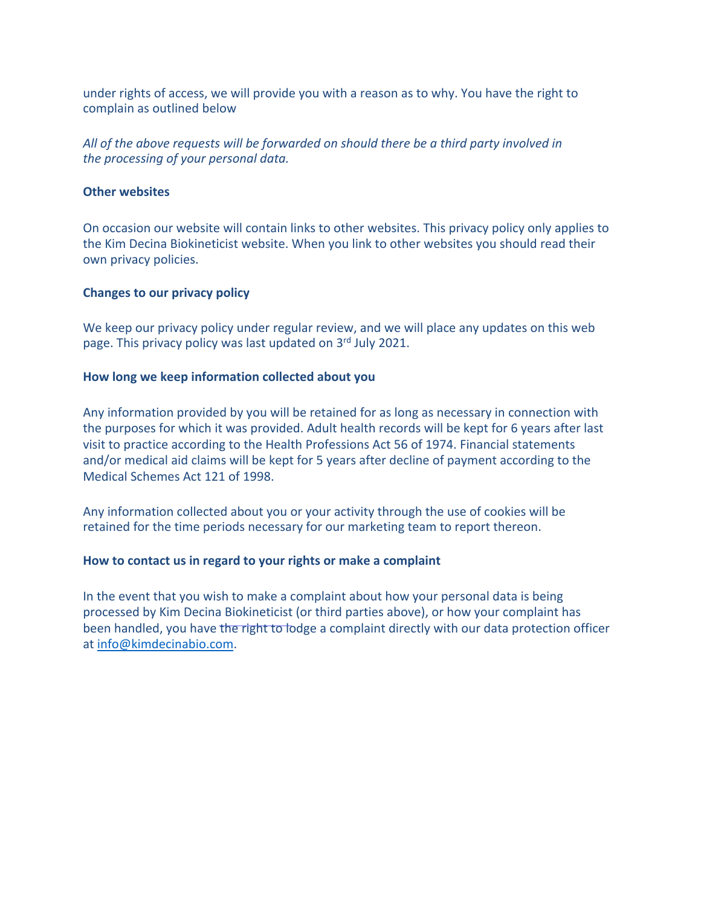under rights of access, we will provide you with a reason as to why. You have the right to complain as outlined below

*All of the above requests will be forwarded on should there be a third party involved in the processing of your personal data.*

**Other websites**

On occasion our website will contain links to other websites. This privacy policy only applies to the Kim Decina Biokineticist website. When you link to other websites you should read their own privacy policies.

**Changes to our privacy policy**

We keep our privacy policy under regular review, and we will place any updates on this web page. This privacy policy was last updated on 3rd July 2021.

**How long we keep information collected about you**

Any information provided by you will be retained for as long as necessary in connection with the purposes for which it was provided. Adult health records will be kept for 6 years after last visit to practice according to the Health Professions Act 56 of 1974. Financial statements and/or medical aid claims will be kept for 5 years after decline of payment according to the Medical Schemes Act 121 of 1998.

Any information collected about you or your activity through the use of cookies will be retained for the time periods necessary for our marketing team to report thereon.

**How to contact us in regard to your rights or make a complaint**

In the event that you wish to make a complaint about how your personal data is being processed by Kim Decina Biokineticist (or third parties above), or how your complaint has been handled, you have the right to lodge a complaint directly with our data protection officer at info@kimdecinabio.com.